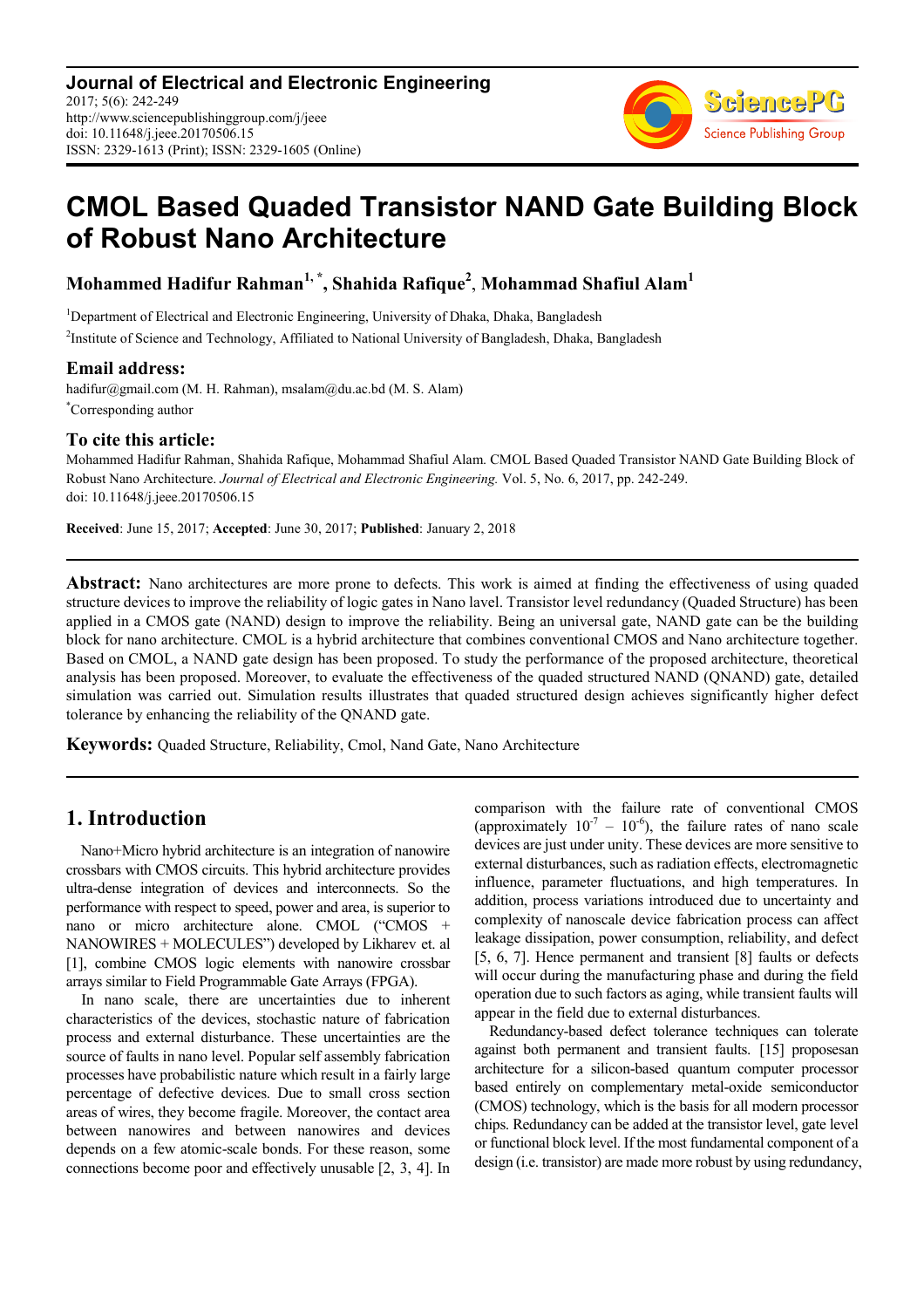**Journal of Electrical and Electronic Engineering**
2017; 5(6): 242-249
http://www.sciencepublishinggroup.com/j/jeee
doi: 10.11648/j.jeee.20170506.15
ISSN: 2329-1613 (Print); ISSN: 2329-1605 (Online)

# CMOL Based Quaded Transistor NAND Gate Building Block of Robust Nano Architecture

**Mohammed Hadifur Rahman[1, *], Shahida Rafique[2], Mohammad Shafiul Alam[1]**

[1]Department of Electrical and Electronic Engineering, University of Dhaka, Dhaka, Bangladesh

[2]Institute of Science and Technology, Affiliated to National University of Bangladesh, Dhaka, Bangladesh

## Email address:

hadifur@gmail.com (M. H. Rahman), msalam@du.ac.bd (M. S. Alam)

[*]Corresponding author

## To cite this article:

Mohammed Hadifur Rahman, Shahida Rafique, Mohammad Shafiul Alam. CMOL Based Quaded Transistor NAND Gate Building Block of Robust Nano Architecture. *Journal of Electrical and Electronic Engineering.* Vol. 5, No. 6, 2017, pp. 242-249. doi: 10.11648/j.jeee.20170506.15

**Received**: June 15, 2017; **Accepted**: June 30, 2017; **Published**: January 2, 2018

---

**Abstract:** Nano architectures are more prone to defects. This work is aimed at finding the effectiveness of using quaded structure devices to improve the reliability of logic gates in Nano lavel. Transistor level redundancy (Quaded Structure) has been applied in a CMOS gate (NAND) design to improve the reliability. Being an universal gate, NAND gate can be the building block for nano architecture. CMOL is a hybrid architecture that combines conventional CMOS and Nano architecture together. Based on CMOL, a NAND gate design has been proposed. To study the performance of the proposed architecture, theoretical analysis has been proposed. Moreover, to evaluate the effectiveness of the quaded structured NAND (QNAND) gate, detailed simulation was carried out. Simulation results illustrates that quaded structured design achieves significantly higher defect tolerance by enhancing the reliability of the QNAND gate.

**Keywords:** Quaded Structure, Reliability, Cmol, Nand Gate, Nano Architecture

---

## 1. Introduction

Nano+Micro hybrid architecture is an integration of nanowire crossbars with CMOS circuits. This hybrid architecture provides ultra-dense integration of devices and interconnects. So the performance with respect to speed, power and area, is superior to nano or micro architecture alone. CMOL ("CMOS + NANOWIRES + MOLECULES") developed by Likharev et. al [1], combine CMOS logic elements with nanowire crossbar arrays similar to Field Programmable Gate Arrays (FPGA).

In nano scale, there are uncertainties due to inherent characteristics of the devices, stochastic nature of fabrication process and external disturbance. These uncertainties are the source of faults in nano level. Popular self assembly fabrication processes have probabilistic nature which result in a fairly large percentage of defective devices. Due to small cross section areas of wires, they become fragile. Moreover, the contact area between nanowires and between nanowires and devices depends on a few atomic-scale bonds. For these reason, some connections become poor and effectively unusable [2, 3, 4]. In comparison with the failure rate of conventional CMOS (approximately $10^{-7}$ – $10^{-6}$), the failure rates of nano scale devices are just under unity. These devices are more sensitive to external disturbances, such as radiation effects, electromagnetic influence, parameter fluctuations, and high temperatures. In addition, process variations introduced due to uncertainty and complexity of nanoscale device fabrication process can affect leakage dissipation, power consumption, reliability, and defect [5, 6, 7]. Hence permanent and transient [8] faults or defects will occur during the manufacturing phase and during the field operation due to such factors as aging, while transient faults will appear in the field due to external disturbances.

Redundancy-based defect tolerance techniques can tolerate against both permanent and transient faults. [15] proposesan architecture for a silicon-based quantum computer processor based entirely on complementary metal-oxide semiconductor (CMOS) technology, which is the basis for all modern processor chips. Redundancy can be added at the transistor level, gate level or functional block level. If the most fundamental component of a design (i.e. transistor) are made more robust by using redundancy,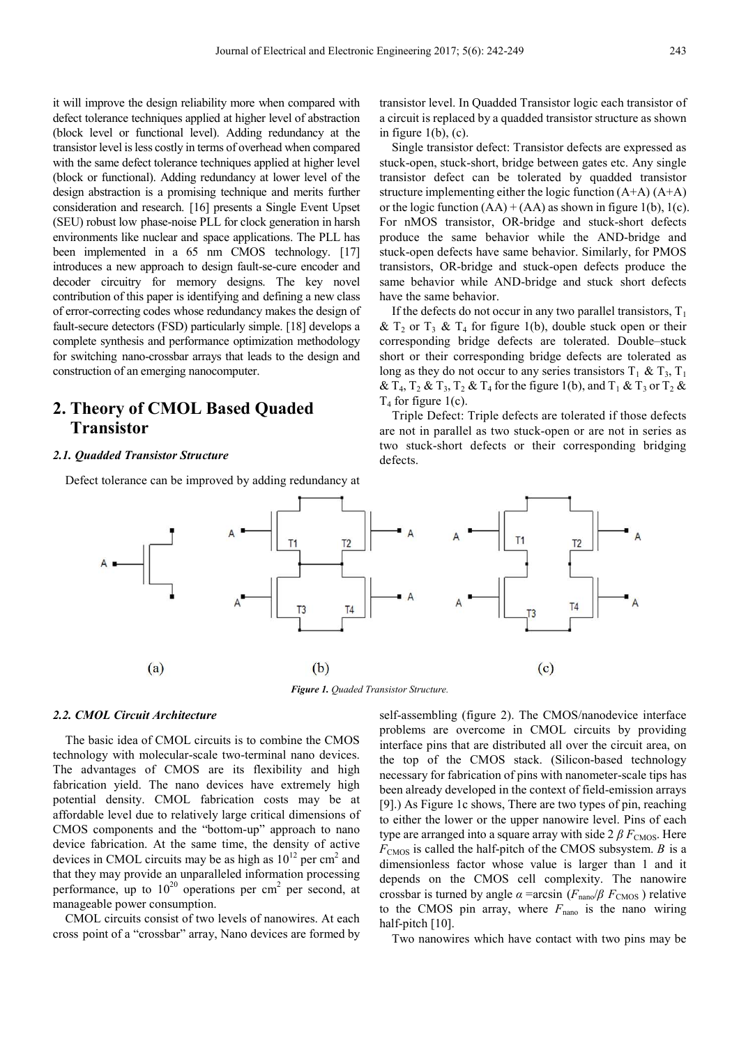it will improve the design reliability more when compared with defect tolerance techniques applied at higher level of abstraction (block level or functional level). Adding redundancy at the transistor level is less costly in terms of overhead when compared with the same defect tolerance techniques applied at higher level (block or functional). Adding redundancy at lower level of the design abstraction is a promising technique and merits further consideration and research. [16] presents a Single Event Upset (SEU) robust low phase-noise PLL for clock generation in harsh environments like nuclear and space applications. The PLL has been implemented in a 65 nm CMOS technology. [17] introduces a new approach to design fault-se-cure encoder and decoder circuitry for memory designs. The key novel contribution of this paper is identifying and defining a new class of error-correcting codes whose redundancy makes the design of fault-secure detectors (FSD) particularly simple. [18] develops a complete synthesis and performance optimization methodology for switching nano-crossbar arrays that leads to the design and construction of an emerging nanocomputer.

## 2. Theory of CMOL Based Quaded Transistor

### 2.1. Quadded Transistor Structure

Defect tolerance can be improved by adding redundancy at transistor level. In Quadded Transistor logic each transistor of a circuit is replaced by a quadded transistor structure as shown in figure 1(b), (c).

Single transistor defect: Transistor defects are expressed as stuck-open, stuck-short, bridge between gates etc. Any single transistor defect can be tolerated by quadded transistor structure implementing either the logic function (A+A) (A+A) or the logic function (AA) + (AA) as shown in figure 1(b), 1(c). For nMOS transistor, OR-bridge and stuck-short defects produce the same behavior while the AND-bridge and stuck-open defects have same behavior. Similarly, for PMOS transistors, OR-bridge and stuck-open defects produce the same behavior while AND-bridge and stuck short defects have the same behavior.

If the defects do not occur in any two parallel transistors, $T_1$ & $T_2$ or $T_3$ & $T_4$ for figure 1(b), double stuck open or their corresponding bridge defects are tolerated. Double–stuck short or their corresponding bridge defects are tolerated as long as they do not occur to any series transistors $T_1$ & $T_3$, $T_1$ & $T_4$, $T_2$ & $T_3$, $T_2$ & $T_4$ for the figure 1(b), and $T_1$ & $T_3$ or $T_2$ & $T_4$ for figure 1(c).

Triple Defect: Triple defects are tolerated if those defects are not in parallel as two stuck-open or are not in series as two stuck-short defects or their corresponding bridging defects.

*Figure 1. Quaded Transistor Structure.*

### 2.2. CMOL Circuit Architecture

The basic idea of CMOL circuits is to combine the CMOS technology with molecular-scale two-terminal nano devices. The advantages of CMOS are its flexibility and high fabrication yield. The nano devices have extremely high potential density. CMOL fabrication costs may be at affordable level due to relatively large critical dimensions of CMOS components and the "bottom-up" approach to nano device fabrication. At the same time, the density of active devices in CMOL circuits may be as high as $10^{12}$ per cm$^2$ and that they may provide an unparalleled information processing performance, up to $10^{20}$ operations per cm$^2$ per second, at manageable power consumption.

CMOL circuits consist of two levels of nanowires. At each cross point of a "crossbar" array, Nano devices are formed by self-assembling (figure 2). The CMOS/nanodevice interface problems are overcome in CMOL circuits by providing interface pins that are distributed all over the circuit area, on the top of the CMOS stack. (Silicon-based technology necessary for fabrication of pins with nanometer-scale tips has been already developed in the context of field-emission arrays [9].) As Figure 1c shows, There are two types of pin, reaching to either the lower or the upper nanowire level. Pins of each type are arranged into a square array with side $2\,\beta\,F_{\text{CMOS}}$. Here $F_{\text{CMOS}}$ is called the half-pitch of the CMOS subsystem. $B$ is a dimensionless factor whose value is larger than 1 and it depends on the CMOS cell complexity. The nanowire crossbar is turned by angle $\alpha = \arcsin\,(F_{\text{nano}}/\beta\,F_{\text{CMOS}})$ relative to the CMOS pin array, where $F_{\text{nano}}$ is the nano wiring half-pitch [10].

Two nanowires which have contact with two pins may be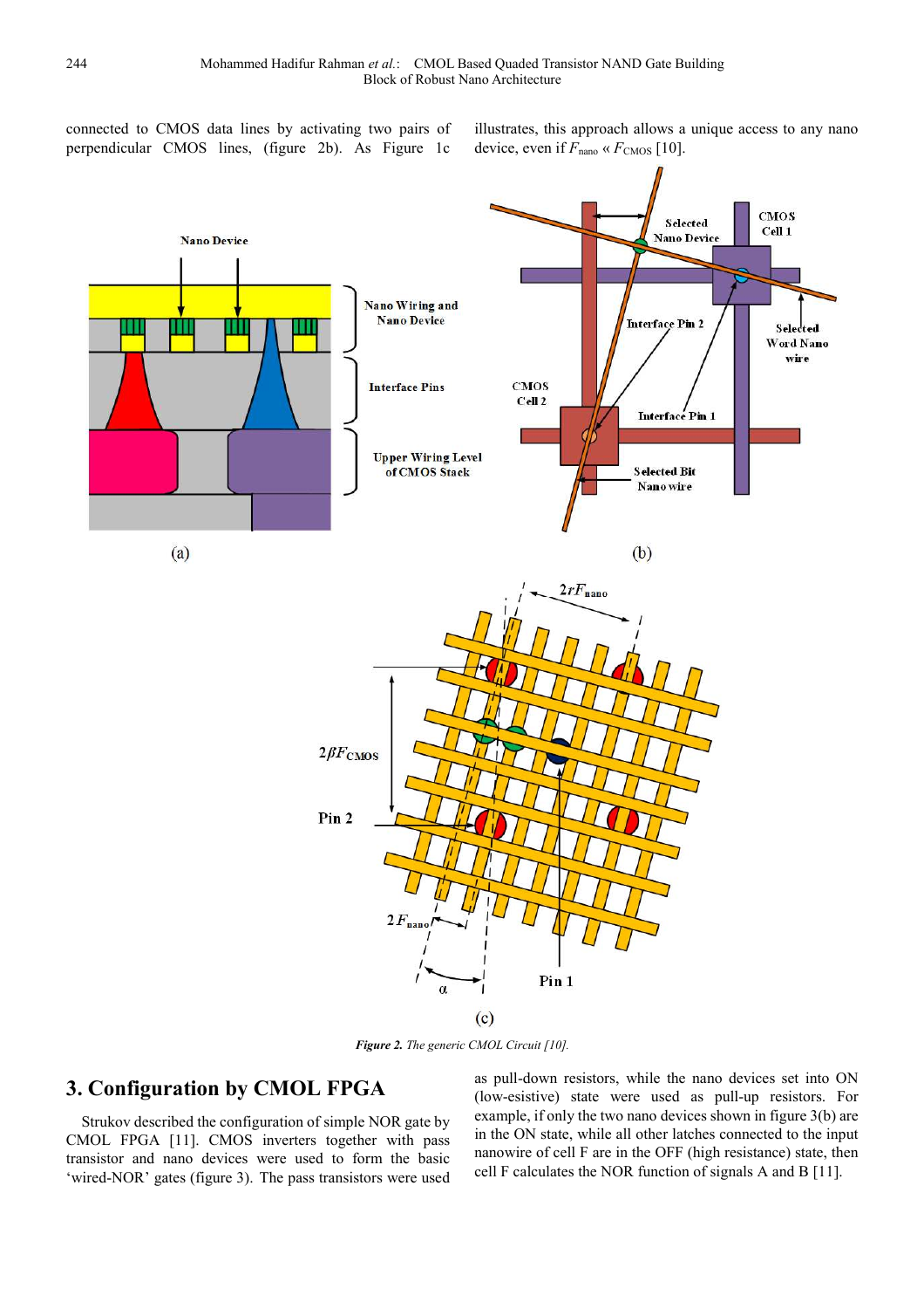connected to CMOS data lines by activating two pairs of perpendicular CMOS lines, (figure 2b). As Figure 1c illustrates, this approach allows a unique access to any nano device, even if $F_{nano} \ll F_{CMOS}$ [10].

*Figure 2. The generic CMOL Circuit [10].*

## 3. Configuration by CMOL FPGA

Strukov described the configuration of simple NOR gate by CMOL FPGA [11]. CMOS inverters together with pass transistor and nano devices were used to form the basic 'wired-NOR' gates (figure 3). The pass transistors were used as pull-down resistors, while the nano devices set into ON (low-esistive) state were used as pull-up resistors. For example, if only the two nano devices shown in figure 3(b) are in the ON state, while all other latches connected to the input nanowire of cell F are in the OFF (high resistance) state, then cell F calculates the NOR function of signals A and B [11].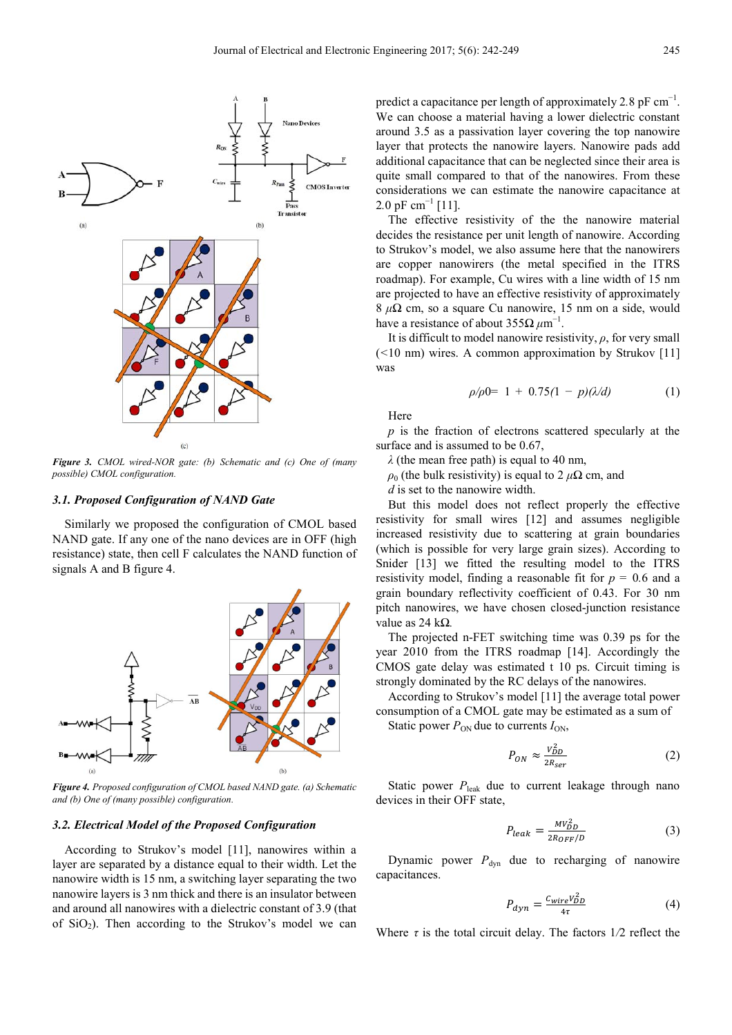Figure 3. CMOL wired-NOR gate: (b) Schematic and (c) One of (many possible) CMOL configuration.

### 3.1. Proposed Configuration of NAND Gate

Similarly we proposed the configuration of CMOL based NAND gate. If any one of the nano devices are in OFF (high resistance) state, then cell F calculates the NAND function of signals A and B figure 4.

*Figure 4. Proposed configuration of CMOL based NAND gate. (a) Schematic and (b) One of (many possible) configuration.*

### 3.2. Electrical Model of the Proposed Configuration

According to Strukov's model [11], nanowires within a layer are separated by a distance equal to their width. Let the nanowire width is 15 nm, a switching layer separating the two nanowire layers is 3 nm thick and there is an insulator between and around all nanowires with a dielectric constant of 3.9 (that of $SiO_2$). Then according to the Strukov's model we can predict a capacitance per length of approximately 2.8 pF $cm^{-1}$. We can choose a material having a lower dielectric constant around 3.5 as a passivation layer covering the top nanowire layer that protects the nanowire layers. Nanowire pads add additional capacitance that can be neglected since their area is quite small compared to that of the nanowires. From these considerations we can estimate the nanowire capacitance at 2.0 pF $cm^{-1}$ [11].

The effective resistivity of the the nanowire material decides the resistance per unit length of nanowire. According to Strukov's model, we also assume here that the nanowirers are copper nanowirers (the metal specified in the ITRS roadmap). For example, Cu wires with a line width of 15 nm are projected to have an effective resistivity of approximately 8 $\mu\Omega$ cm, so a square Cu nanowire, 15 nm on a side, would have a resistance of about 355Ω $\mu m^{-1}$.

It is difficult to model nanowire resistivity, $\rho$, for very small (<10 nm) wires. A common approximation by Strukov [11] was

$$\rho/\rho 0= 1 + 0.75(1 - p)(\lambda/d) \tag{1}$$

Here

$p$ is the fraction of electrons scattered specularly at the surface and is assumed to be 0.67,

$\lambda$ (the mean free path) is equal to 40 nm,

$\rho_0$ (the bulk resistivity) is equal to 2 $\mu\Omega$ cm, and

$d$ is set to the nanowire width.

But this model does not reflect properly the effective resistivity for small wires [12] and assumes negligible increased resistivity due to scattering at grain boundaries (which is possible for very large grain sizes). According to Snider [13] we fitted the resulting model to the ITRS resistivity model, finding a reasonable fit for $p$ = 0.6 and a grain boundary reflectivity coefficient of 0.43. For 30 nm pitch nanowires, we have chosen closed-junction resistance value as 24 kΩ.

The projected n-FET switching time was 0.39 ps for the year 2010 from the ITRS roadmap [14]. Accordingly the CMOS gate delay was estimated t 10 ps. Circuit timing is strongly dominated by the RC delays of the nanowires.

According to Strukov's model [11] the average total power consumption of a CMOL gate may be estimated as a sum of

Static power $P_{ON}$ due to currents $I_{ON}$,

$$P_{ON} \approx \frac{V_{DD}^2}{2R_{ser}} \tag{2}$$

Static power $P_{leak}$ due to current leakage through nano devices in their OFF state,

$$P_{leak} = \frac{MV_{DD}^2}{2R_{OFF/D}} \tag{3}$$

Dynamic power $P_{dyn}$ due to recharging of nanowire capacitances.

$$P_{dyn} = \frac{C_{wire}V_{DD}^2}{4\tau} \tag{4}$$

Where $\tau$ is the total circuit delay. The factors 1/2 reflect the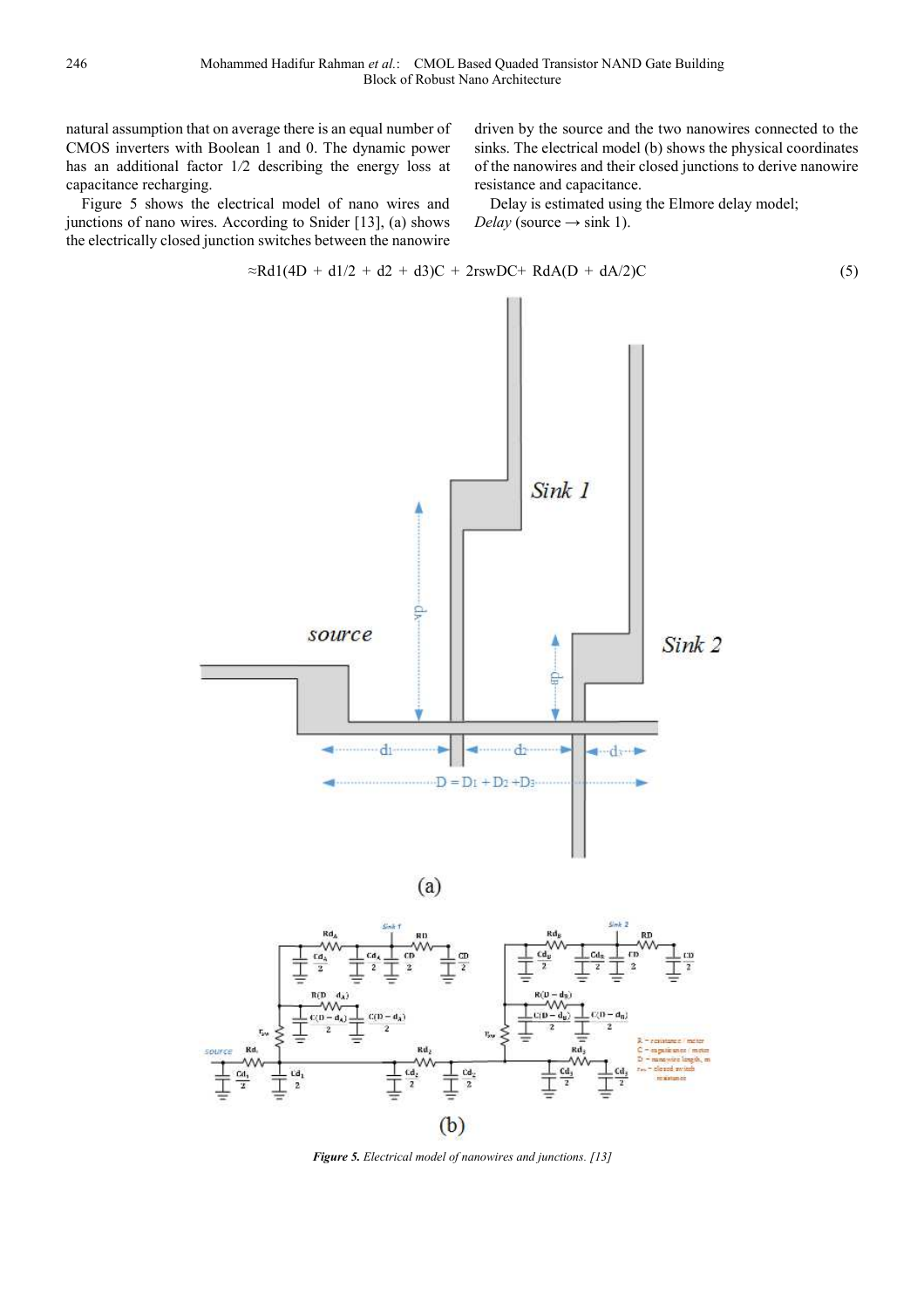natural assumption that on average there is an equal number of CMOS inverters with Boolean 1 and 0. The dynamic power has an additional factor 1⁄2 describing the energy loss at capacitance recharging.

Figure 5 shows the electrical model of nano wires and junctions of nano wires. According to Snider [13], (a) shows the electrically closed junction switches between the nanowire driven by the source and the two nanowires connected to the sinks. The electrical model (b) shows the physical coordinates of the nanowires and their closed junctions to derive nanowire resistance and capacitance.

Delay is estimated using the Elmore delay model; *Delay* (source → sink 1).

$$\approx Rd1(4D + d1/2 + d2 + d3)C + 2rswDC + RdA(D + dA/2)C \tag{5}$$

*Figure 5. Electrical model of nanowires and junctions. [13]*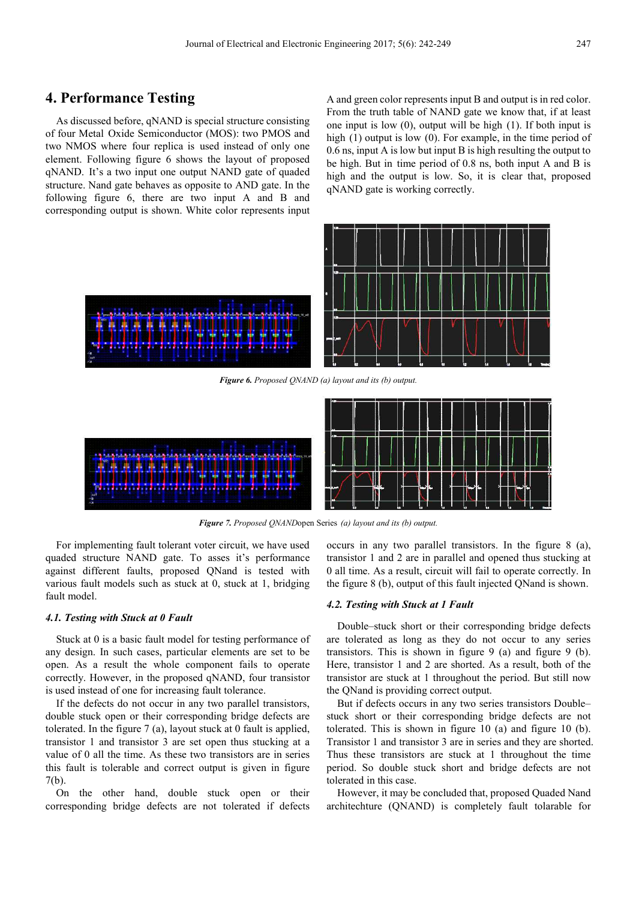## 4. Performance Testing

As discussed before, qNAND is special structure consisting of four Metal Oxide Semiconductor (MOS): two PMOS and two NMOS where four replica is used instead of only one element. Following figure 6 shows the layout of proposed qNAND. It's a two input one output NAND gate of quaded structure. Nand gate behaves as opposite to AND gate. In the following figure 6, there are two input A and B and corresponding output is shown. White color represents input A and green color represents input B and output is in red color. From the truth table of NAND gate we know that, if at least one input is low (0), output will be high (1). If both input is high (1) output is low (0). For example, in the time period of 0.6 ns, input A is low but input B is high resulting the output to be high. But in time period of 0.8 ns, both input A and B is high and the output is low. So, it is clear that, proposed qNAND gate is working correctly.

*Figure 6. Proposed QNAND (a) layout and its (b) output.*

*Figure 7. Proposed QNAND*open Series *(a) layout and its (b) output.*

For implementing fault tolerant voter circuit, we have used quaded structure NAND gate. To asses it's performance against different faults, proposed QNand is tested with various fault models such as stuck at 0, stuck at 1, bridging fault model.

### 4.1. Testing with Stuck at 0 Fault

Stuck at 0 is a basic fault model for testing performance of any design. In such cases, particular elements are set to be open. As a result the whole component fails to operate correctly. However, in the proposed qNAND, four transistor is used instead of one for increasing fault tolerance.

If the defects do not occur in any two parallel transistors, double stuck open or their corresponding bridge defects are tolerated. In the figure 7 (a), layout stuck at 0 fault is applied, transistor 1 and transistor 3 are set open thus stucking at a value of 0 all the time. As these two transistors are in series this fault is tolerable and correct output is given in figure 7(b).

On the other hand, double stuck open or their corresponding bridge defects are not tolerated if defects occurs in any two parallel transistors. In the figure 8 (a), transistor 1 and 2 are in parallel and opened thus stucking at 0 all time. As a result, circuit will fail to operate correctly. In the figure 8 (b), output of this fault injected QNand is shown.

### 4.2. Testing with Stuck at 1 Fault

Double–stuck short or their corresponding bridge defects are tolerated as long as they do not occur to any series transistors. This is shown in figure 9 (a) and figure 9 (b). Here, transistor 1 and 2 are shorted. As a result, both of the transistor are stuck at 1 throughout the period. But still now the QNand is providing correct output.

But if defects occurs in any two series transistors Double–stuck short or their corresponding bridge defects are not tolerated. This is shown in figure 10 (a) and figure 10 (b). Transistor 1 and transistor 3 are in series and they are shorted. Thus these transistors are stuck at 1 throughout the time period. So double stuck short and bridge defects are not tolerated in this case.

However, it may be concluded that, proposed Quaded Nand architechture (QNAND) is completely fault tolarable for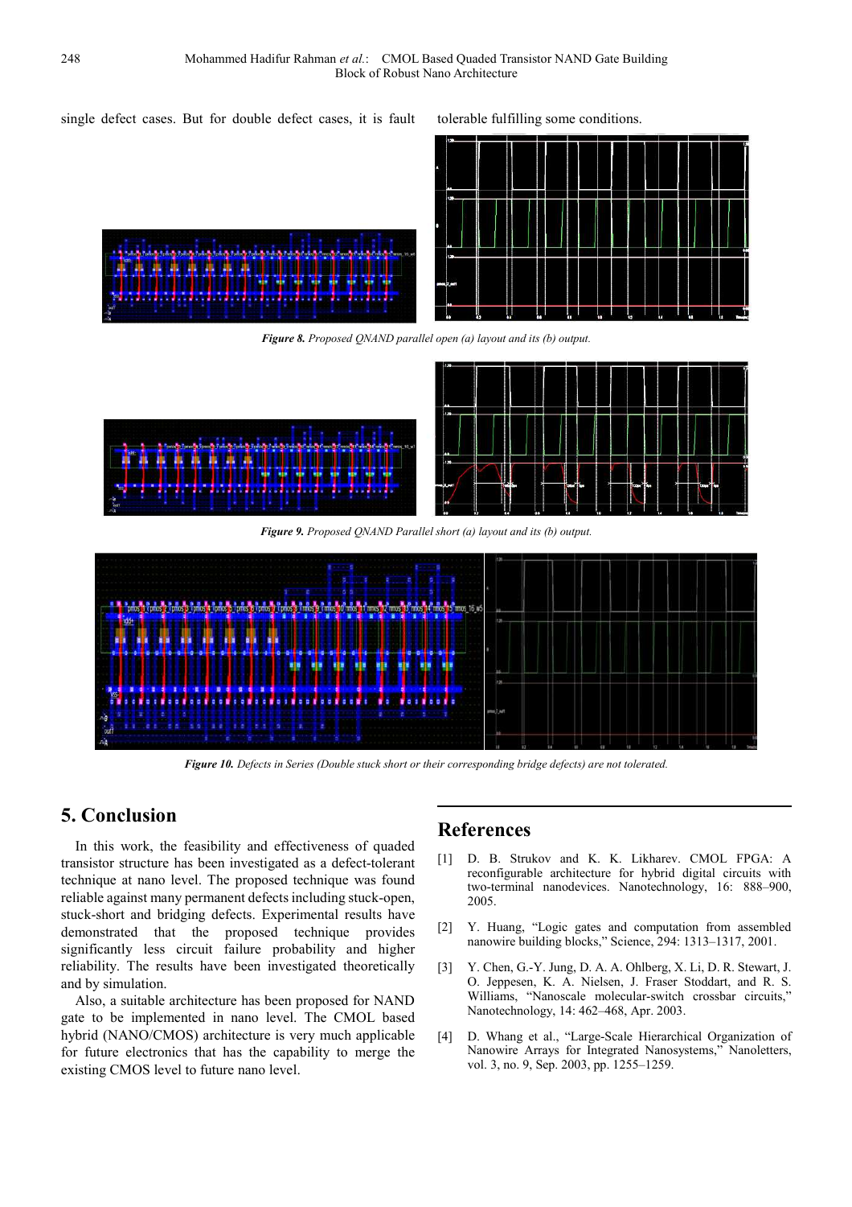single defect cases. But for double defect cases, it is fault tolerable fulfilling some conditions.

***Figure 8.*** *Proposed QNAND parallel open (a) layout and its (b) output.*

***Figure 9.*** *Proposed QNAND Parallel short (a) layout and its (b) output.*

***Figure 10.*** *Defects in Series (Double stuck short or their corresponding bridge defects) are not tolerated.*

## 5. Conclusion

In this work, the feasibility and effectiveness of quaded transistor structure has been investigated as a defect-tolerant technique at nano level. The proposed technique was found reliable against many permanent defects including stuck-open, stuck-short and bridging defects. Experimental results have demonstrated that the proposed technique provides significantly less circuit failure probability and higher reliability. The results have been investigated theoretically and by simulation.

Also, a suitable architecture has been proposed for NAND gate to be implemented in nano level. The CMOL based hybrid (NANO/CMOS) architecture is very much applicable for future electronics that has the capability to merge the existing CMOS level to future nano level.

## References

[1] D. B. Strukov and K. K. Likharev. CMOL FPGA: A reconfigurable architecture for hybrid digital circuits with two-terminal nanodevices. Nanotechnology, 16: 888–900, 2005.

[2] Y. Huang, "Logic gates and computation from assembled nanowire building blocks," Science, 294: 1313–1317, 2001.

[3] Y. Chen, G.-Y. Jung, D. A. A. Ohlberg, X. Li, D. R. Stewart, J. O. Jeppesen, K. A. Nielsen, J. Fraser Stoddart, and R. S. Williams, "Nanoscale molecular-switch crossbar circuits," Nanotechnology, 14: 462–468, Apr. 2003.

[4] D. Whang et al., "Large-Scale Hierarchical Organization of Nanowire Arrays for Integrated Nanosystems," Nanoletters, vol. 3, no. 9, Sep. 2003, pp. 1255–1259.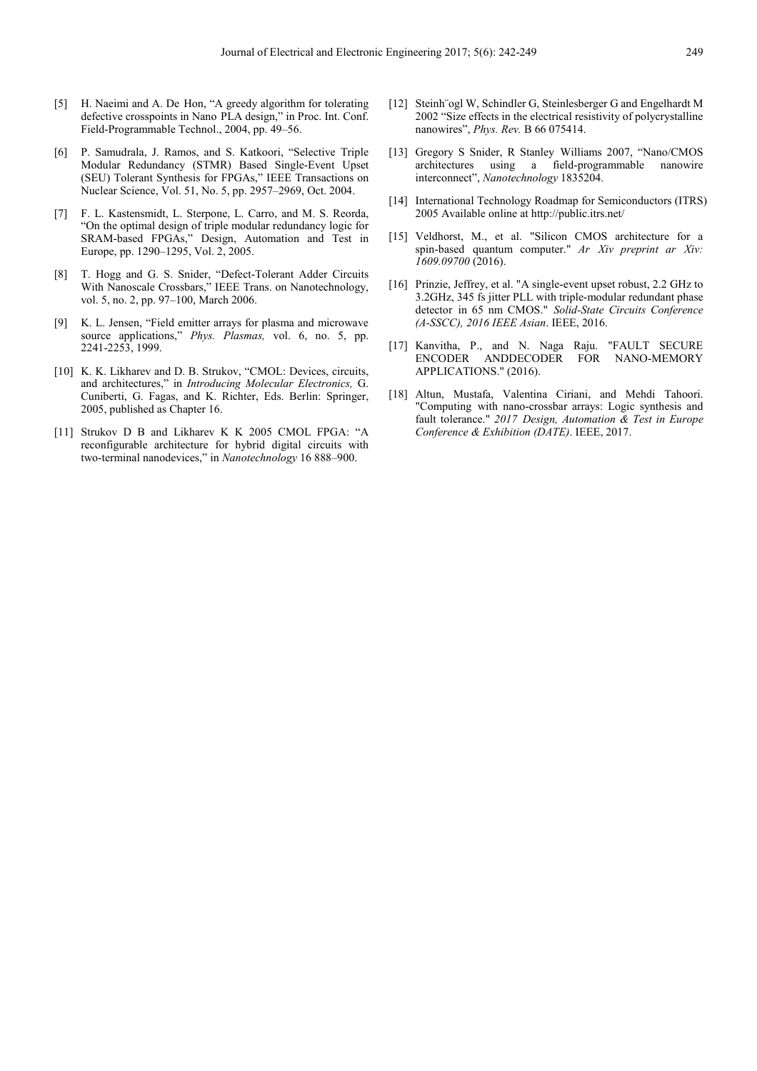[5] H. Naeimi and A. De Hon, "A greedy algorithm for tolerating defective crosspoints in Nano PLA design," in Proc. Int. Conf. Field-Programmable Technol., 2004, pp. 49–56.

[6] P. Samudrala, J. Ramos, and S. Katkoori, "Selective Triple Modular Redundancy (STMR) Based Single-Event Upset (SEU) Tolerant Synthesis for FPGAs," IEEE Transactions on Nuclear Science, Vol. 51, No. 5, pp. 2957–2969, Oct. 2004.

[7] F. L. Kastensmidt, L. Sterpone, L. Carro, and M. S. Reorda, "On the optimal design of triple modular redundancy logic for SRAM-based FPGAs," Design, Automation and Test in Europe, pp. 1290–1295, Vol. 2, 2005.

[8] T. Hogg and G. S. Snider, "Defect-Tolerant Adder Circuits With Nanoscale Crossbars," IEEE Trans. on Nanotechnology, vol. 5, no. 2, pp. 97–100, March 2006.

[9] K. L. Jensen, "Field emitter arrays for plasma and microwave source applications," *Phys. Plasmas,* vol. 6, no. 5, pp. 2241-2253, 1999.

[10] K. K. Likharev and D. B. Strukov, "CMOL: Devices, circuits, and architectures," in *Introducing Molecular Electronics,* G. Cuniberti, G. Fagas, and K. Richter, Eds. Berlin: Springer, 2005, published as Chapter 16.

[11] Strukov D B and Likharev K K 2005 CMOL FPGA: "A reconfigurable architecture for hybrid digital circuits with two-terminal nanodevices," in *Nanotechnology* 16 888–900.

[12] Steinh¨ogl W, Schindler G, Steinlesberger G and Engelhardt M 2002 "Size effects in the electrical resistivity of polycrystalline nanowires", *Phys. Rev.* B 66 075414.

[13] Gregory S Snider, R Stanley Williams 2007, "Nano/CMOS architectures using a field-programmable nanowire interconnect", *Nanotechnology* 1835204.

[14] International Technology Roadmap for Semiconductors (ITRS) 2005 Available online at http://public.itrs.net/

[15] Veldhorst, M., et al. "Silicon CMOS architecture for a spin-based quantum computer." *Ar Xiv preprint ar Xiv: 1609.09700* (2016).

[16] Prinzie, Jeffrey, et al. "A single-event upset robust, 2.2 GHz to 3.2GHz, 345 fs jitter PLL with triple-modular redundant phase detector in 65 nm CMOS." *Solid-State Circuits Conference (A-SSCC), 2016 IEEE Asian*. IEEE, 2016.

[17] Kanvitha, P., and N. Naga Raju. "FAULT SECURE ENCODER ANDDECODER FOR NANO-MEMORY APPLICATIONS." (2016).

[18] Altun, Mustafa, Valentina Ciriani, and Mehdi Tahoori. "Computing with nano-crossbar arrays: Logic synthesis and fault tolerance." *2017 Design, Automation & Test in Europe Conference & Exhibition (DATE)*. IEEE, 2017.